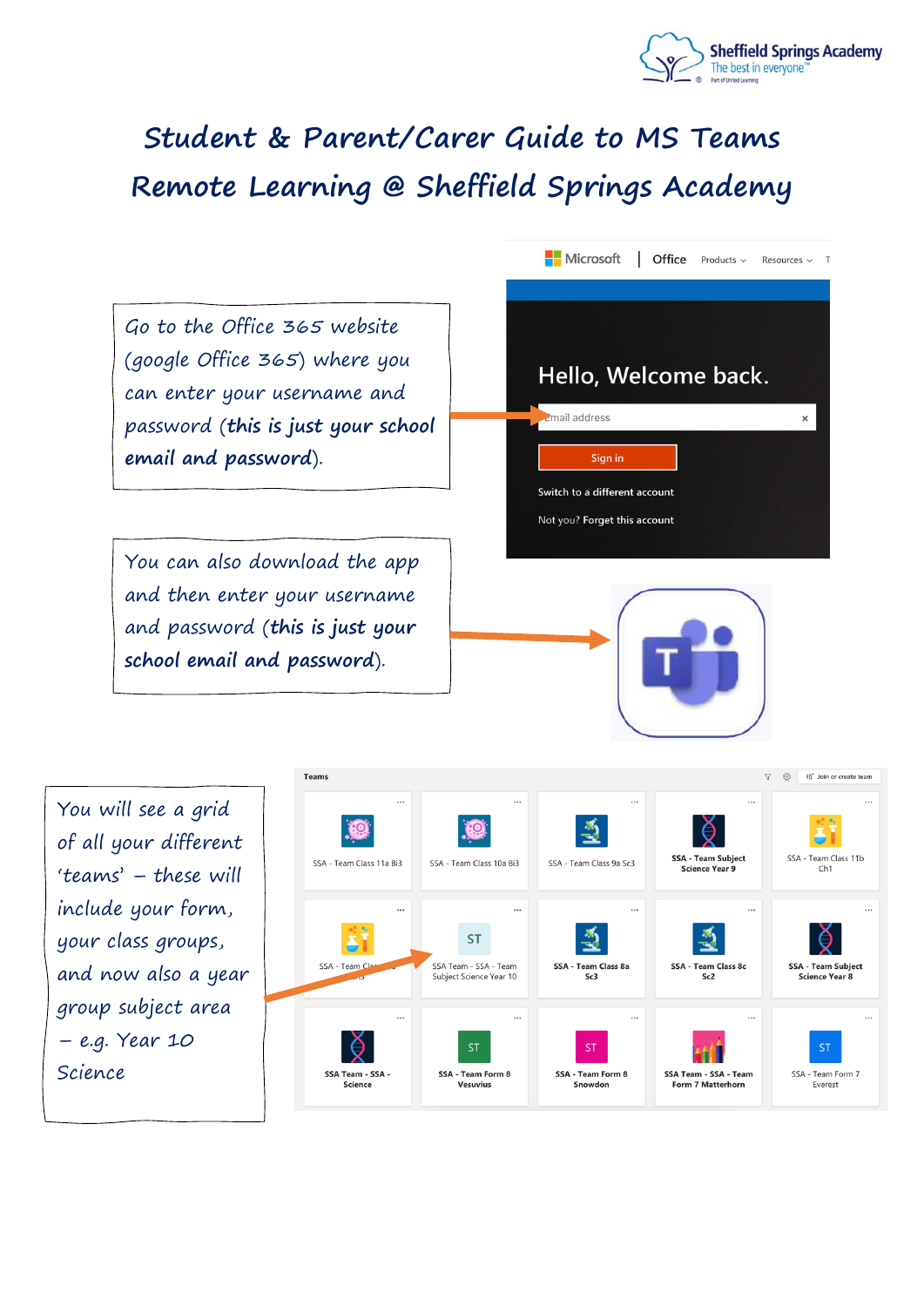# Student & Parent/Carer Guide to MS Teams

# Remote Learning @ Sheffield Springs Academy

Go to the Office 365 website (google Office 365) where you can enter your username and password (**this is just your school email and password**).

You can also download the app and then enter your username and password (**this is just your school email and password**).

You will see a grid of all your different 'teams' – these will include your form, your class groups, and now also a year group subject area – e.g. Year 10 Science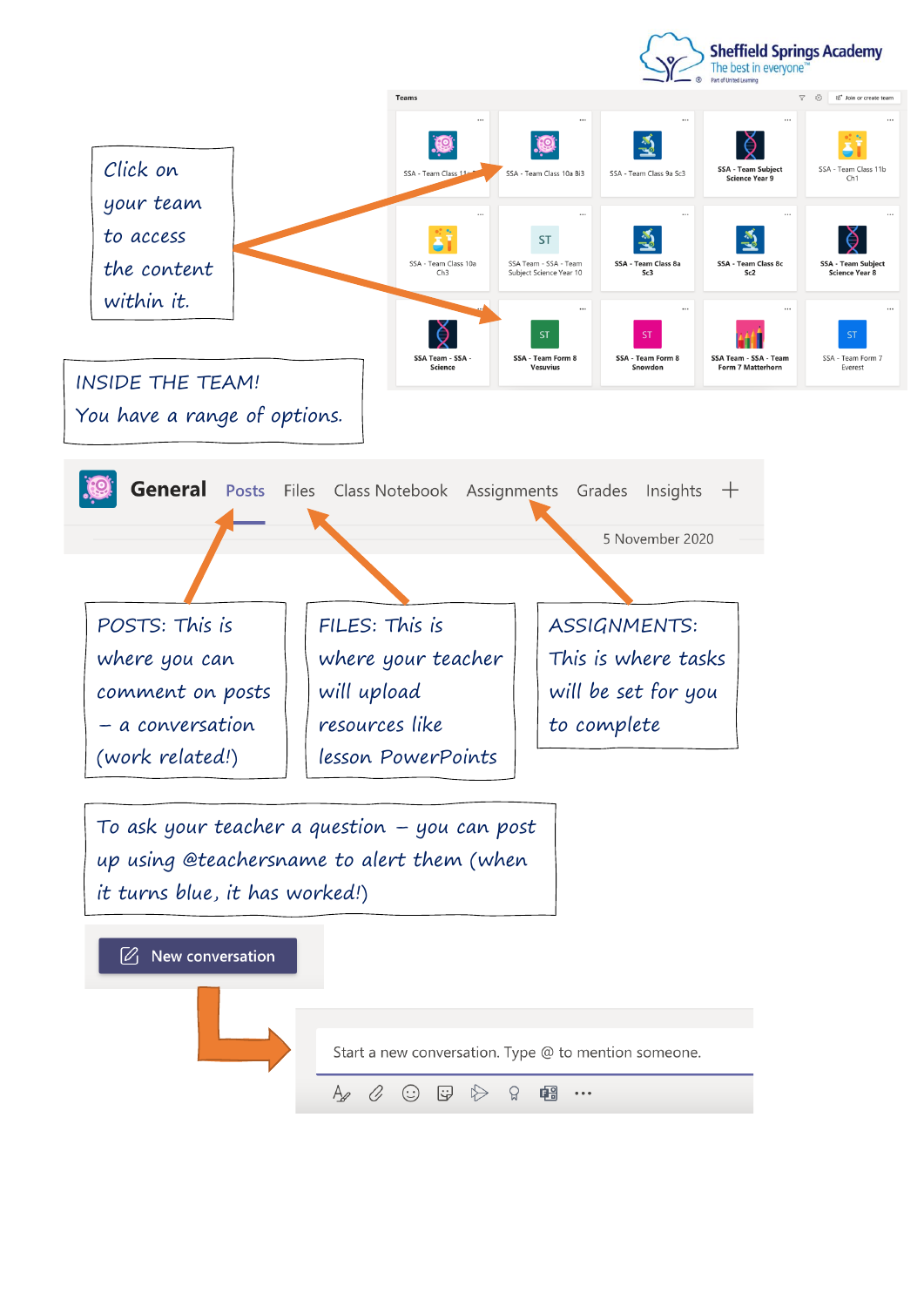Sheffield Springs Academy
The best in everyone™

Click on your team to access the content within it.

INSIDE THE TEAM!
You have a range of options.

General | Posts | Files | Class Notebook | Assignments | Grades | Insights

5 November 2020

POSTS: This is where you can comment on posts – a conversation (work related!)

FILES: This is where your teacher will upload resources like lesson PowerPoints

ASSIGNMENTS: This is where tasks will be set for you to complete

To ask your teacher a question – you can post up using @teachersname to alert them (when it turns blue, it has worked!)

New conversation

Start a new conversation. Type @ to mention someone.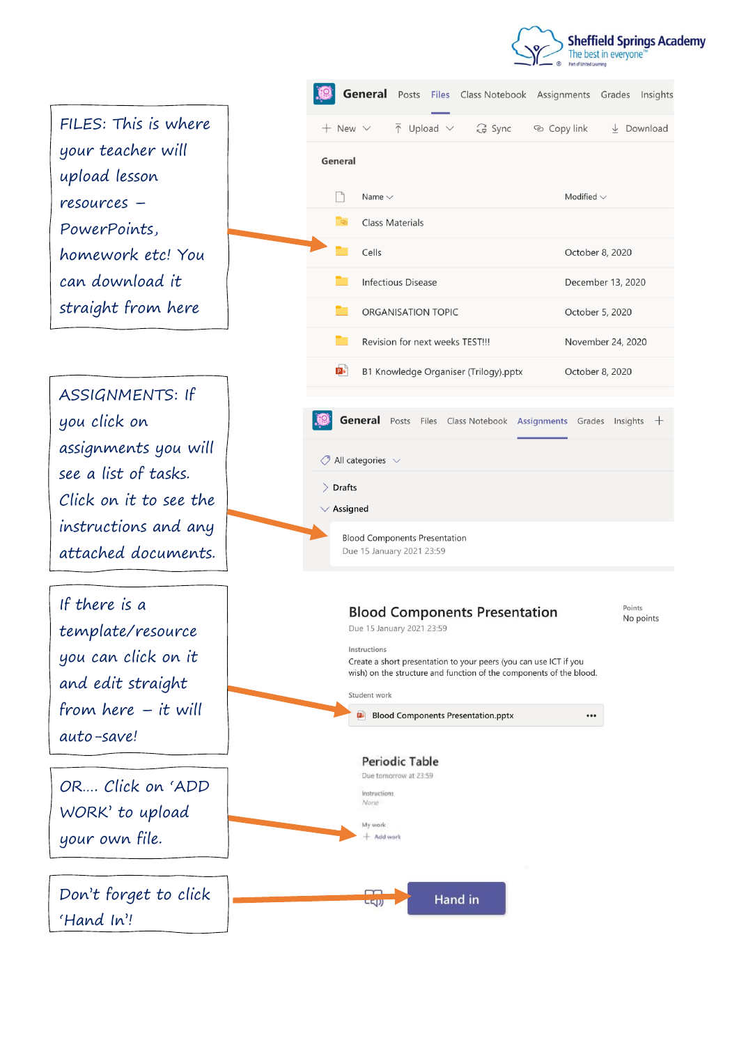Sheffield Springs Academy
The best in everyone™

FILES: This is where your teacher will upload lesson resources – PowerPoints, homework etc! You can download it straight from here

**General** Posts Files Class Notebook Assignments Grades Insights

New | Upload | Sync | Copy link | Download

General

| Name | Modified |
|---|---|
| Class Materials | |
| Cells | October 8, 2020 |
| Infectious Disease | December 13, 2020 |
| ORGANISATION TOPIC | October 5, 2020 |
| Revision for next weeks TEST!!! | November 24, 2020 |
| B1 Knowledge Organiser (Trilogy).pptx | October 8, 2020 |

ASSIGNMENTS: If you click on assignments you will see a list of tasks. Click on it to see the instructions and any attached documents.

**General** Posts Files Class Notebook Assignments Grades Insights +

All categories

Drafts

Assigned

Blood Components Presentation
Due 15 January 2021 23:59

If there is a template/resource you can click on it and edit straight from here – it will auto-save!

**Blood Components Presentation**
Due 15 January 2021 23:59

Points
No points

Instructions
Create a short presentation to your peers (you can use ICT if you wish) on the structure and function of the components of the blood.

Student work
Blood Components Presentation.pptx

OR…. Click on 'ADD WORK' to upload your own file.

**Periodic Table**
Due tomorrow at 23:59

Instructions
None

My work
+ Add work

Don't forget to click 'Hand In'!

Hand in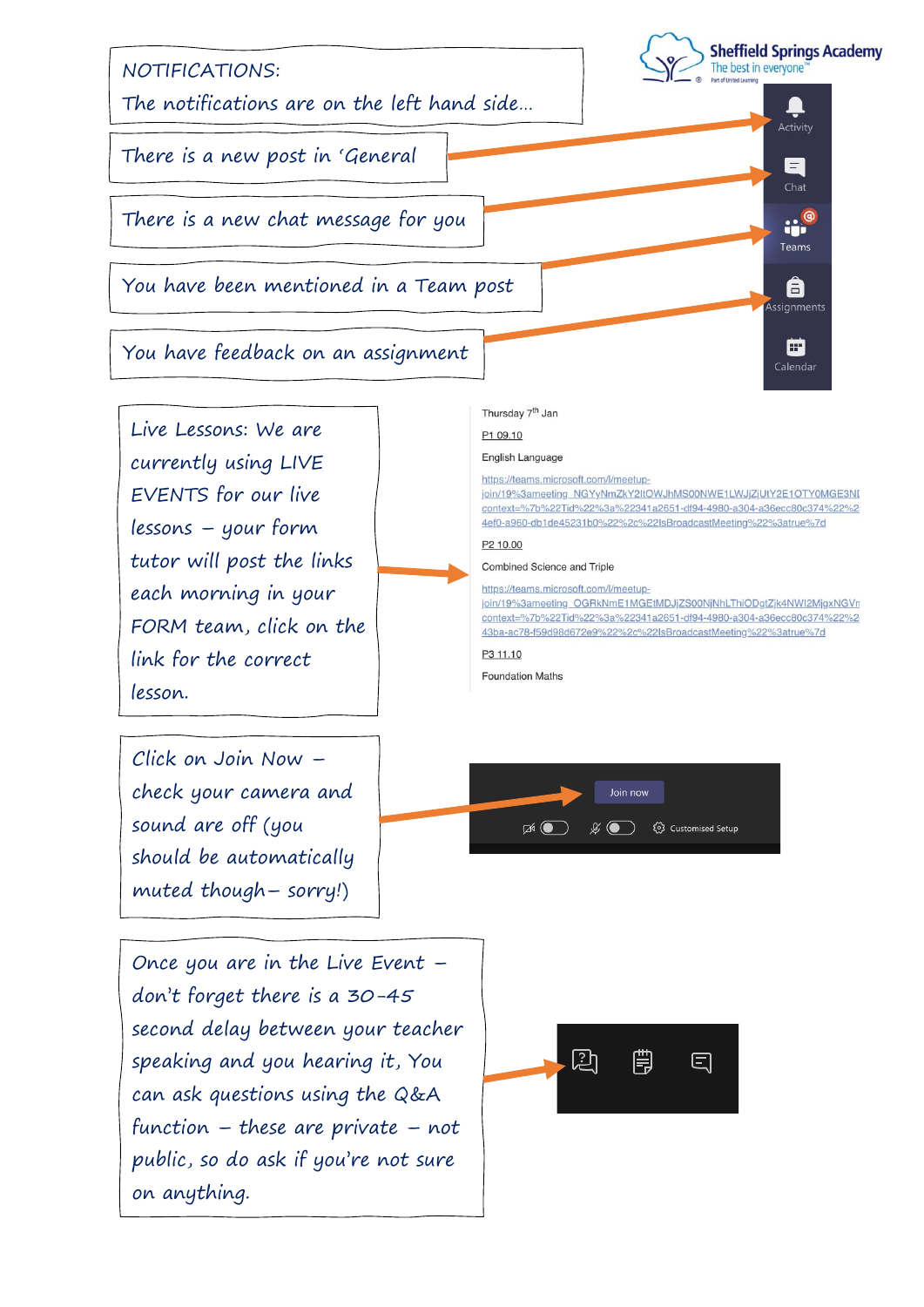Sheffield Springs Academy
The best in everyone™

NOTIFICATIONS:

The notifications are on the left hand side…

There is a new post in 'General

There is a new chat message for you

You have been mentioned in a Team post

You have feedback on an assignment

Activity

Chat

Teams

Assignments

Calendar

Live Lessons: We are currently using LIVE EVENTS for our live lessons – your form tutor will post the links each morning in your FORM team, click on the link for the correct lesson.

Thursday 7th Jan

P1 09.10

English Language

https://teams.microsoft.com/l/meetup-join/19%3ameeting_NGYyNmZkY2ItOWJhMS00NWE1LWJjZjUtY2E1OTY0MGE3NI context=%7b%22Tid%22%3a%22341a2651-df94-4980-a304-a36ecc80c374%22%2 4ef0-a960-db1de45231b0%22%2c%22IsBroadcastMeeting%22%3atrue%7d

P2 10.00

Combined Science and Triple

https://teams.microsoft.com/l/meetup-join/19%3ameeting_OGRkNmE1MGEtMDJjZS00NjNhLThiODgtZjk4NWI2MjgxNGVi context=%7b%22Tid%22%3a%22341a2651-df94-4980-a304-a36ecc80c374%22%2 43ba-ac78-f59d98d672e9%22%2c%22IsBroadcastMeeting%22%3atrue%7d

P3 11.10

Foundation Maths

Click on Join Now – check your camera and sound are off (you should be automatically muted though– sorry!)

Join now

Customised Setup

Once you are in the Live Event – don't forget there is a 30-45 second delay between your teacher speaking and you hearing it, You can ask questions using the Q&A function – these are private – not public, so do ask if you're not sure on anything.